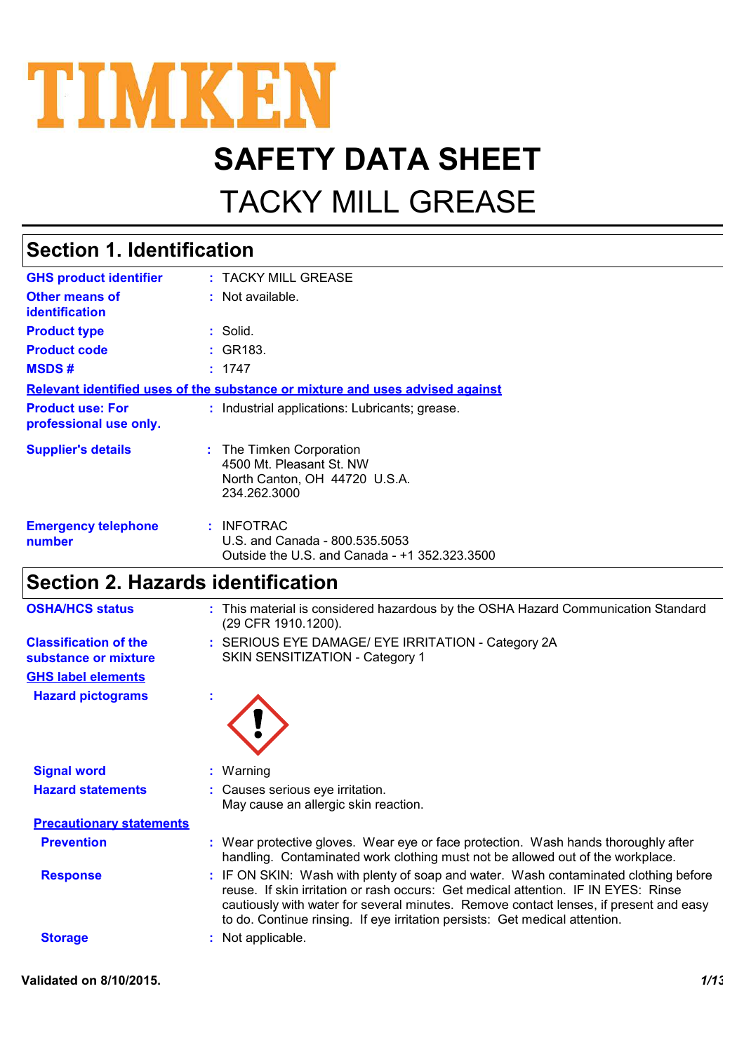TIMKEN

# SAFETY DATA SHEET

# TACKY MILL GREASE

## Section 1. Identification

| | |
|---|---|
| **GHS product identifier** | : TACKY MILL GREASE |
| **Other means of identification** | : Not available. |
| **Product type** | : Solid. |
| **Product code** | : GR183. |
| **MSDS #** | : 1747 |

**Relevant identified uses of the substance or mixture and uses advised against**

| | |
|---|---|
| **Product use: For professional use only.** | : Industrial applications: Lubricants; grease. |
| **Supplier's details** | : The Timken Corporation<br>4500 Mt. Pleasant St. NW<br>North Canton, OH 44720 U.S.A.<br>234.262.3000 |
| **Emergency telephone number** | : INFOTRAC<br>U.S. and Canada - 800.535.5053<br>Outside the U.S. and Canada - +1 352.323.3500 |

## Section 2. Hazards identification

| | |
|---|---|
| **OSHA/HCS status** | : This material is considered hazardous by the OSHA Hazard Communication Standard (29 CFR 1910.1200). |
| **Classification of the substance or mixture** | : SERIOUS EYE DAMAGE/ EYE IRRITATION - Category 2A<br>SKIN SENSITIZATION - Category 1 |

**GHS label elements**

| | |
|---|---|
| **Hazard pictograms** | : |
| **Signal word** | : Warning |
| **Hazard statements** | : Causes serious eye irritation.<br>May cause an allergic skin reaction. |

**Precautionary statements**

| | |
|---|---|
| **Prevention** | : Wear protective gloves. Wear eye or face protection. Wash hands thoroughly after handling. Contaminated work clothing must not be allowed out of the workplace. |
| **Response** | : IF ON SKIN: Wash with plenty of soap and water. Wash contaminated clothing before reuse. If skin irritation or rash occurs: Get medical attention. IF IN EYES: Rinse cautiously with water for several minutes. Remove contact lenses, if present and easy to do. Continue rinsing. If eye irritation persists: Get medical attention. |
| **Storage** | : Not applicable. |

**Validated on 8/10/2015.**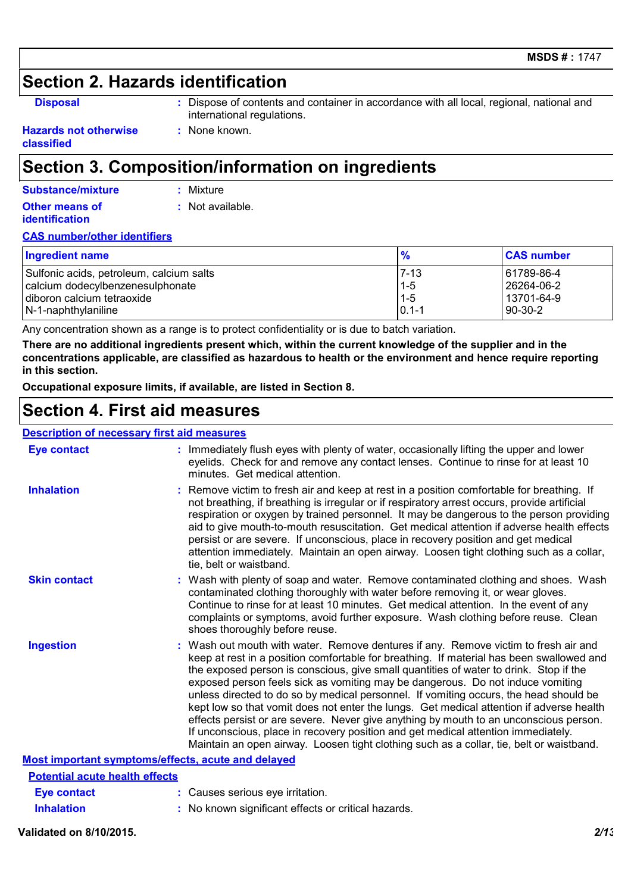## Section 2. Hazards identification

**Disposal** : Dispose of contents and container in accordance with all local, regional, national and international regulations.

**Hazards not otherwise classified** : None known.

## Section 3. Composition/information on ingredients

**Substance/mixture** : Mixture

**Other means of identification** : Not available.

**CAS number/other identifiers**

| Ingredient name | % | CAS number |
|---|---|---|
| Sulfonic acids, petroleum, calcium salts | 7-13 | 61789-86-4 |
| calcium dodecylbenzenesulphonate | 1-5 | 26264-06-2 |
| diboron calcium tetraoxide | 1-5 | 13701-64-9 |
| N-1-naphthylaniline | 0.1-1 | 90-30-2 |

Any concentration shown as a range is to protect confidentiality or is due to batch variation.

**There are no additional ingredients present which, within the current knowledge of the supplier and in the concentrations applicable, are classified as hazardous to health or the environment and hence require reporting in this section.**

**Occupational exposure limits, if available, are listed in Section 8.**

## Section 4. First aid measures

**Description of necessary first aid measures**

**Eye contact** : Immediately flush eyes with plenty of water, occasionally lifting the upper and lower eyelids. Check for and remove any contact lenses. Continue to rinse for at least 10 minutes. Get medical attention.

**Inhalation** : Remove victim to fresh air and keep at rest in a position comfortable for breathing. If not breathing, if breathing is irregular or if respiratory arrest occurs, provide artificial respiration or oxygen by trained personnel. It may be dangerous to the person providing aid to give mouth-to-mouth resuscitation. Get medical attention if adverse health effects persist or are severe. If unconscious, place in recovery position and get medical attention immediately. Maintain an open airway. Loosen tight clothing such as a collar, tie, belt or waistband.

**Skin contact** : Wash with plenty of soap and water. Remove contaminated clothing and shoes. Wash contaminated clothing thoroughly with water before removing it, or wear gloves. Continue to rinse for at least 10 minutes. Get medical attention. In the event of any complaints or symptoms, avoid further exposure. Wash clothing before reuse. Clean shoes thoroughly before reuse.

**Ingestion** : Wash out mouth with water. Remove dentures if any. Remove victim to fresh air and keep at rest in a position comfortable for breathing. If material has been swallowed and the exposed person is conscious, give small quantities of water to drink. Stop if the exposed person feels sick as vomiting may be dangerous. Do not induce vomiting unless directed to do so by medical personnel. If vomiting occurs, the head should be kept low so that vomit does not enter the lungs. Get medical attention if adverse health effects persist or are severe. Never give anything by mouth to an unconscious person. If unconscious, place in recovery position and get medical attention immediately. Maintain an open airway. Loosen tight clothing such as a collar, tie, belt or waistband.

**Most important symptoms/effects, acute and delayed**

**Potential acute health effects**

**Eye contact** : Causes serious eye irritation.

**Inhalation** : No known significant effects or critical hazards.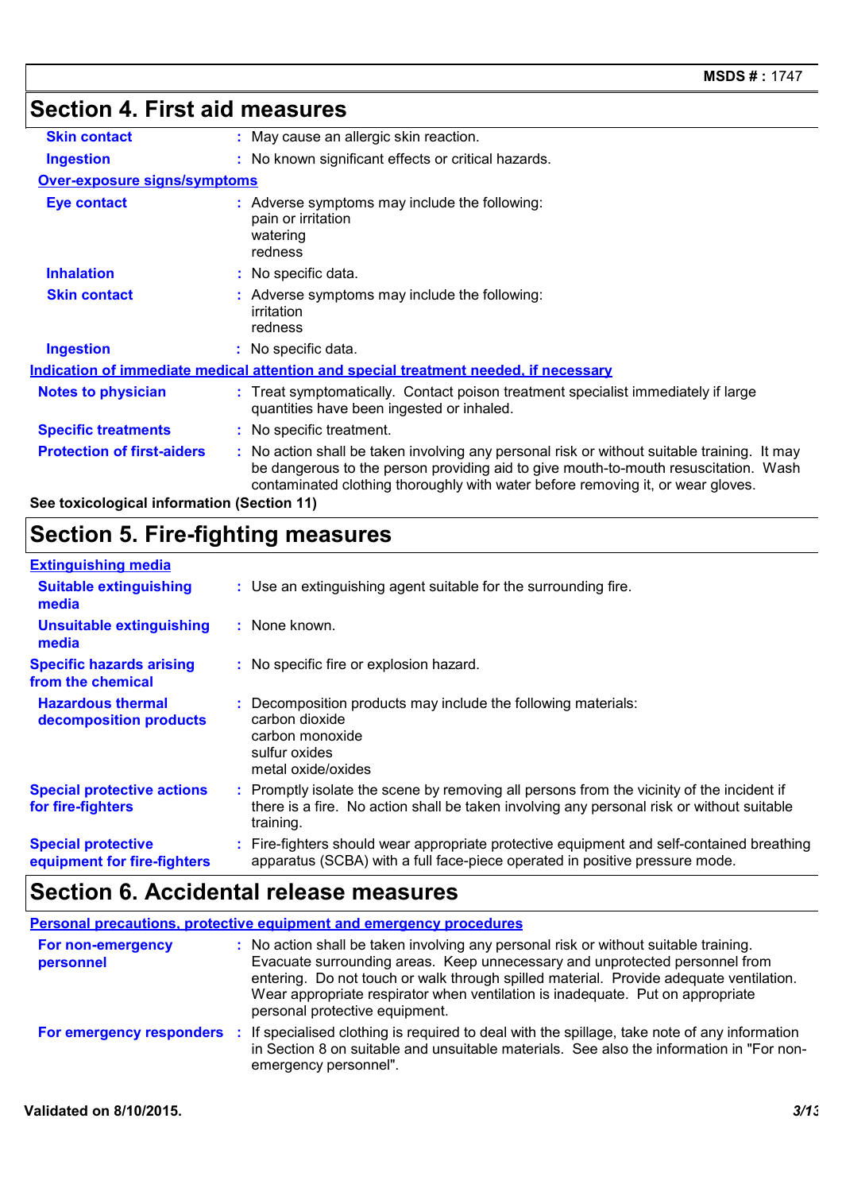## Section 4. First aid measures

| | |
|---|---|
| **Skin contact** | May cause an allergic skin reaction. |
| **Ingestion** | No known significant effects or critical hazards. |

**Over-exposure signs/symptoms**

| | |
|---|---|
| **Eye contact** | Adverse symptoms may include the following:<br>pain or irritation<br>watering<br>redness |
| **Inhalation** | No specific data. |
| **Skin contact** | Adverse symptoms may include the following:<br>irritation<br>redness |
| **Ingestion** | No specific data. |

**Indication of immediate medical attention and special treatment needed, if necessary**

| | |
|---|---|
| **Notes to physician** | Treat symptomatically. Contact poison treatment specialist immediately if large quantities have been ingested or inhaled. |
| **Specific treatments** | No specific treatment. |
| **Protection of first-aiders** | No action shall be taken involving any personal risk or without suitable training. It may be dangerous to the person providing aid to give mouth-to-mouth resuscitation. Wash contaminated clothing thoroughly with water before removing it, or wear gloves. |

**See toxicological information (Section 11)**

## Section 5. Fire-fighting measures

**Extinguishing media**

| | |
|---|---|
| **Suitable extinguishing media** | Use an extinguishing agent suitable for the surrounding fire. |
| **Unsuitable extinguishing media** | None known. |
| **Specific hazards arising from the chemical** | No specific fire or explosion hazard. |
| **Hazardous thermal decomposition products** | Decomposition products may include the following materials:<br>carbon dioxide<br>carbon monoxide<br>sulfur oxides<br>metal oxide/oxides |
| **Special protective actions for fire-fighters** | Promptly isolate the scene by removing all persons from the vicinity of the incident if there is a fire. No action shall be taken involving any personal risk or without suitable training. |
| **Special protective equipment for fire-fighters** | Fire-fighters should wear appropriate protective equipment and self-contained breathing apparatus (SCBA) with a full face-piece operated in positive pressure mode. |

## Section 6. Accidental release measures

**Personal precautions, protective equipment and emergency procedures**

| | |
|---|---|
| **For non-emergency personnel** | No action shall be taken involving any personal risk or without suitable training. Evacuate surrounding areas. Keep unnecessary and unprotected personnel from entering. Do not touch or walk through spilled material. Provide adequate ventilation. Wear appropriate respirator when ventilation is inadequate. Put on appropriate personal protective equipment. |
| **For emergency responders** | If specialised clothing is required to deal with the spillage, take note of any information in Section 8 on suitable and unsuitable materials. See also the information in "For non-emergency personnel". |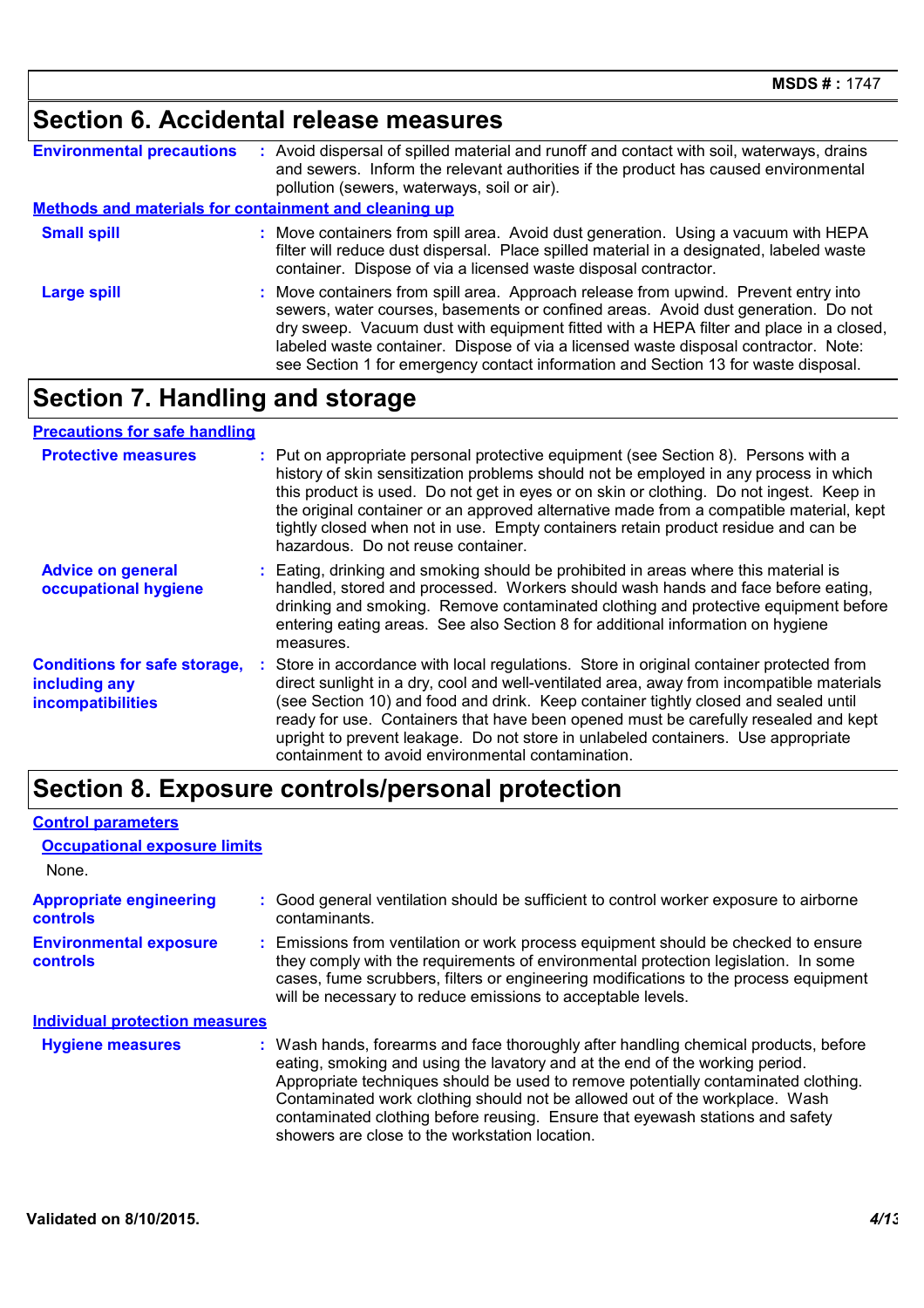## Section 6. Accidental release measures

**Environmental precautions** : Avoid dispersal of spilled material and runoff and contact with soil, waterways, drains and sewers. Inform the relevant authorities if the product has caused environmental pollution (sewers, waterways, soil or air).

### Methods and materials for containment and cleaning up

**Small spill** : Move containers from spill area. Avoid dust generation. Using a vacuum with HEPA filter will reduce dust dispersal. Place spilled material in a designated, labeled waste container. Dispose of via a licensed waste disposal contractor.

**Large spill** : Move containers from spill area. Approach release from upwind. Prevent entry into sewers, water courses, basements or confined areas. Avoid dust generation. Do not dry sweep. Vacuum dust with equipment fitted with a HEPA filter and place in a closed, labeled waste container. Dispose of via a licensed waste disposal contractor. Note: see Section 1 for emergency contact information and Section 13 for waste disposal.

## Section 7. Handling and storage

### Precautions for safe handling

**Protective measures** : Put on appropriate personal protective equipment (see Section 8). Persons with a history of skin sensitization problems should not be employed in any process in which this product is used. Do not get in eyes or on skin or clothing. Do not ingest. Keep in the original container or an approved alternative made from a compatible material, kept tightly closed when not in use. Empty containers retain product residue and can be hazardous. Do not reuse container.

**Advice on general occupational hygiene** : Eating, drinking and smoking should be prohibited in areas where this material is handled, stored and processed. Workers should wash hands and face before eating, drinking and smoking. Remove contaminated clothing and protective equipment before entering eating areas. See also Section 8 for additional information on hygiene measures.

**Conditions for safe storage, including any incompatibilities** : Store in accordance with local regulations. Store in original container protected from direct sunlight in a dry, cool and well-ventilated area, away from incompatible materials (see Section 10) and food and drink. Keep container tightly closed and sealed until ready for use. Containers that have been opened must be carefully resealed and kept upright to prevent leakage. Do not store in unlabeled containers. Use appropriate containment to avoid environmental contamination.

## Section 8. Exposure controls/personal protection

### Control parameters

#### Occupational exposure limits

None.

**Appropriate engineering controls** : Good general ventilation should be sufficient to control worker exposure to airborne contaminants.

**Environmental exposure controls** : Emissions from ventilation or work process equipment should be checked to ensure they comply with the requirements of environmental protection legislation. In some cases, fume scrubbers, filters or engineering modifications to the process equipment will be necessary to reduce emissions to acceptable levels.

### Individual protection measures

**Hygiene measures** : Wash hands, forearms and face thoroughly after handling chemical products, before eating, smoking and using the lavatory and at the end of the working period. Appropriate techniques should be used to remove potentially contaminated clothing. Contaminated work clothing should not be allowed out of the workplace. Wash contaminated clothing before reusing. Ensure that eyewash stations and safety showers are close to the workstation location.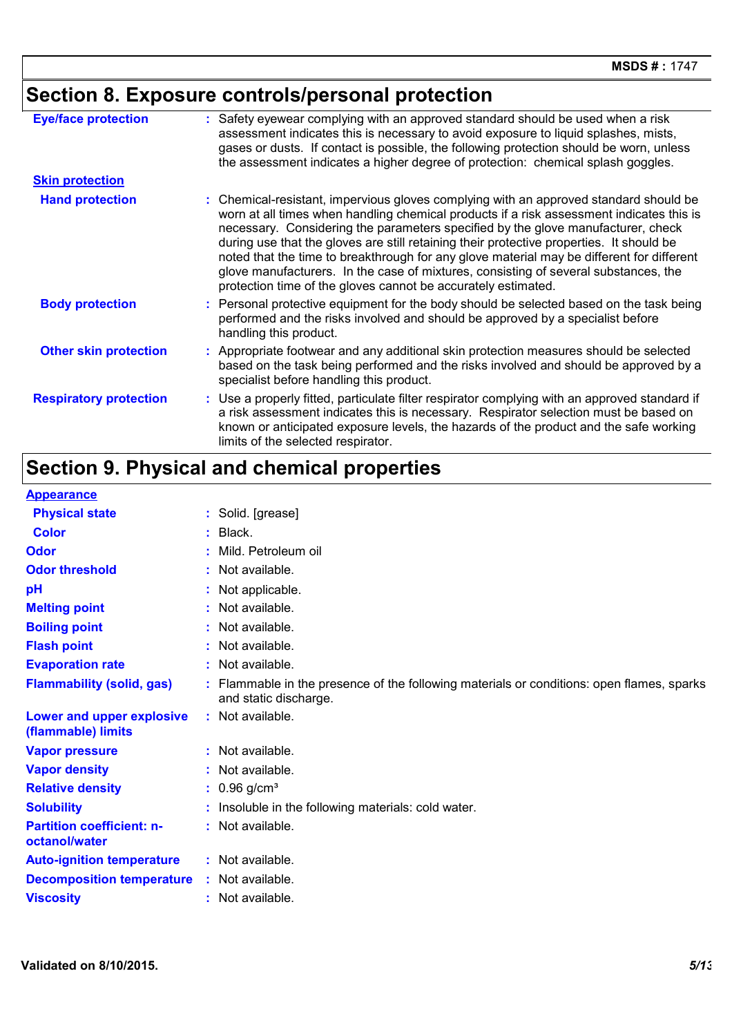## Section 8. Exposure controls/personal protection

**Eye/face protection** : Safety eyewear complying with an approved standard should be used when a risk assessment indicates this is necessary to avoid exposure to liquid splashes, mists, gases or dusts. If contact is possible, the following protection should be worn, unless the assessment indicates a higher degree of protection: chemical splash goggles.

**Skin protection**

**Hand protection** : Chemical-resistant, impervious gloves complying with an approved standard should be worn at all times when handling chemical products if a risk assessment indicates this is necessary. Considering the parameters specified by the glove manufacturer, check during use that the gloves are still retaining their protective properties. It should be noted that the time to breakthrough for any glove material may be different for different glove manufacturers. In the case of mixtures, consisting of several substances, the protection time of the gloves cannot be accurately estimated.

**Body protection** : Personal protective equipment for the body should be selected based on the task being performed and the risks involved and should be approved by a specialist before handling this product.

**Other skin protection** : Appropriate footwear and any additional skin protection measures should be selected based on the task being performed and the risks involved and should be approved by a specialist before handling this product.

**Respiratory protection** : Use a properly fitted, particulate filter respirator complying with an approved standard if a risk assessment indicates this is necessary. Respirator selection must be based on known or anticipated exposure levels, the hazards of the product and the safe working limits of the selected respirator.

## Section 9. Physical and chemical properties

**Appearance**

**Physical state** : Solid. [grease]

**Color** : Black.

**Odor** : Mild. Petroleum oil

**Odor threshold** : Not available.

**pH** : Not applicable.

**Melting point** : Not available.

**Boiling point** : Not available.

**Flash point** : Not available.

**Evaporation rate** : Not available.

**Flammability (solid, gas)** : Flammable in the presence of the following materials or conditions: open flames, sparks and static discharge.

**Lower and upper explosive (flammable) limits** : Not available.

**Vapor pressure** : Not available.

**Vapor density** : Not available.

**Relative density** : 0.96 $g/cm^3$

**Solubility** : Insoluble in the following materials: cold water.

**Partition coefficient: n-octanol/water** : Not available.

**Auto-ignition temperature** : Not available.

**Decomposition temperature** : Not available.

**Viscosity** : Not available.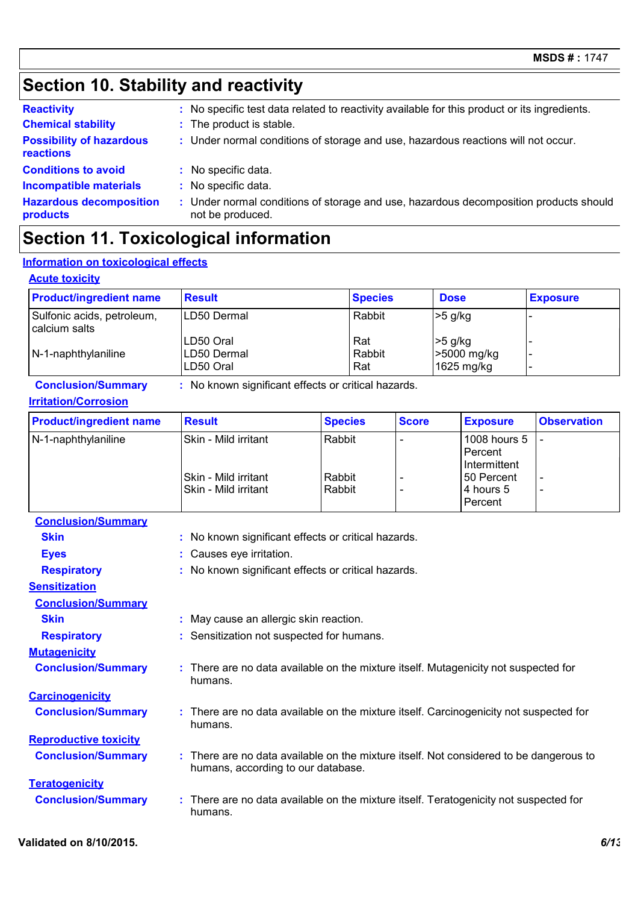# Section 10. Stability and reactivity

**Reactivity** : No specific test data related to reactivity available for this product or its ingredients.

**Chemical stability** : The product is stable.

**Possibility of hazardous reactions** : Under normal conditions of storage and use, hazardous reactions will not occur.

**Conditions to avoid** : No specific data.

**Incompatible materials** : No specific data.

**Hazardous decomposition products** : Under normal conditions of storage and use, hazardous decomposition products should not be produced.

# Section 11. Toxicological information

## Information on toxicological effects

### Acute toxicity

| Product/ingredient name | Result | Species | Dose | Exposure |
|---|---|---|---|---|
| Sulfonic acids, petroleum, calcium salts | LD50 Dermal | Rabbit | >5 g/kg | - |
| | LD50 Oral | Rat | >5 g/kg | - |
| N-1-naphthylaniline | LD50 Dermal | Rabbit | >5000 mg/kg | - |
| | LD50 Oral | Rat | 1625 mg/kg | - |

**Conclusion/Summary** : No known significant effects or critical hazards.

### Irritation/Corrosion

| Product/ingredient name | Result | Species | Score | Exposure | Observation |
|---|---|---|---|---|---|
| N-1-naphthylaniline | Skin - Mild irritant | Rabbit | - | 1008 hours 5 Percent Intermittent | - |
| | Skin - Mild irritant | Rabbit | - | 50 Percent | - |
| | Skin - Mild irritant | Rabbit | - | 4 hours 5 Percent | - |

**Conclusion/Summary**

**Skin** : No known significant effects or critical hazards.

**Eyes** : Causes eye irritation.

**Respiratory** : No known significant effects or critical hazards.

### Sensitization

**Conclusion/Summary**

**Skin** : May cause an allergic skin reaction.

**Respiratory** : Sensitization not suspected for humans.

### Mutagenicity

**Conclusion/Summary** : There are no data available on the mixture itself. Mutagenicity not suspected for humans.

### Carcinogenicity

**Conclusion/Summary** : There are no data available on the mixture itself. Carcinogenicity not suspected for humans.

### Reproductive toxicity

**Conclusion/Summary** : There are no data available on the mixture itself. Not considered to be dangerous to humans, according to our database.

### Teratogenicity

**Conclusion/Summary** : There are no data available on the mixture itself. Teratogenicity not suspected for humans.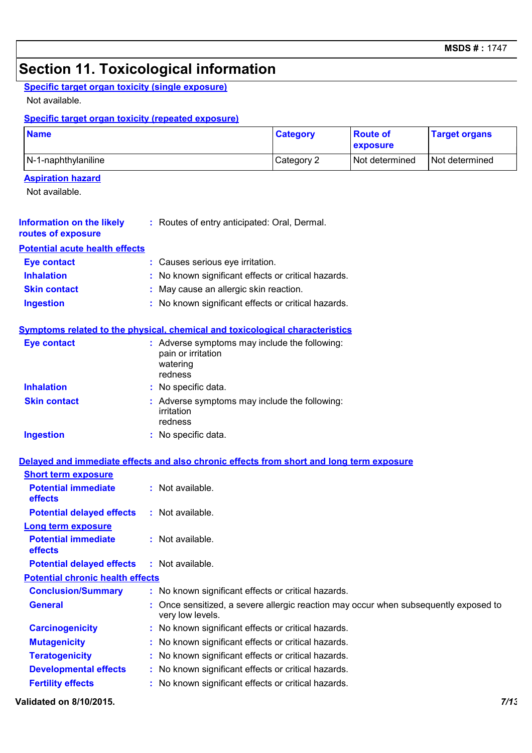# Section 11. Toxicological information

### Specific target organ toxicity (single exposure)

Not available.

### Specific target organ toxicity (repeated exposure)

| Name | Category | Route of exposure | Target organs |
| --- | --- | --- | --- |
| N-1-naphthylaniline | Category 2 | Not determined | Not determined |

### Aspiration hazard

Not available.

**Information on the likely routes of exposure** : Routes of entry anticipated: Oral, Dermal.

### Potential acute health effects

**Eye contact** : Causes serious eye irritation.

**Inhalation** : No known significant effects or critical hazards.

**Skin contact** : May cause an allergic skin reaction.

**Ingestion** : No known significant effects or critical hazards.

### Symptoms related to the physical, chemical and toxicological characteristics

**Eye contact** : Adverse symptoms may include the following:
pain or irritation
watering
redness

**Inhalation** : No specific data.

**Skin contact** : Adverse symptoms may include the following:
irritation
redness

**Ingestion** : No specific data.

### Delayed and immediate effects and also chronic effects from short and long term exposure

#### Short term exposure

**Potential immediate effects** : Not available.

**Potential delayed effects** : Not available.

#### Long term exposure

**Potential immediate effects** : Not available.

**Potential delayed effects** : Not available.

#### Potential chronic health effects

**Conclusion/Summary** : No known significant effects or critical hazards.

**General** : Once sensitized, a severe allergic reaction may occur when subsequently exposed to very low levels.

**Carcinogenicity** : No known significant effects or critical hazards.

**Mutagenicity** : No known significant effects or critical hazards.

**Teratogenicity** : No known significant effects or critical hazards.

**Developmental effects** : No known significant effects or critical hazards.

**Fertility effects** : No known significant effects or critical hazards.

**Validated on 8/10/2015.**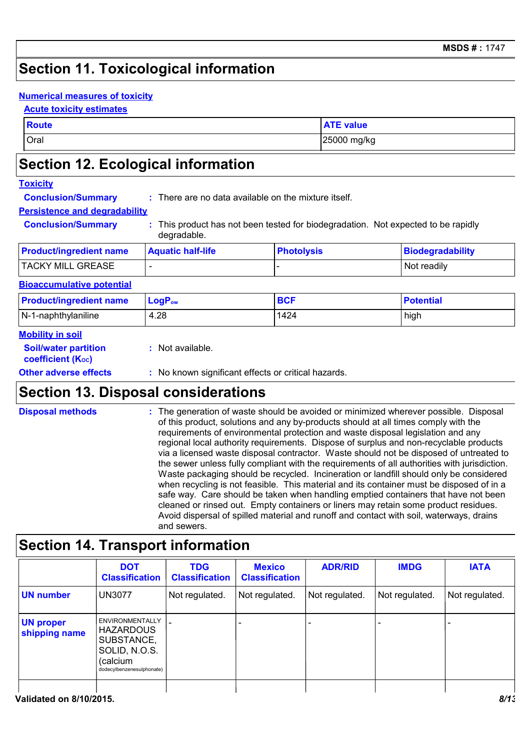## Section 11. Toxicological information

**Numerical measures of toxicity**

**Acute toxicity estimates**

| Route | ATE value |
|---|---|
| Oral | 25000 mg/kg |

## Section 12. Ecological information

**Toxicity**

**Conclusion/Summary** : There are no data available on the mixture itself.

**Persistence and degradability**

**Conclusion/Summary** : This product has not been tested for biodegradation. Not expected to be rapidly degradable.

| Product/ingredient name | Aquatic half-life | Photolysis | Biodegradability |
|---|---|---|---|
| TACKY MILL GREASE | - | - | Not readily |

**Bioaccumulative potential**

| Product/ingredient name | $LogP_{ow}$ | BCF | Potential |
|---|---|---|---|
| N-1-naphthylaniline | 4.28 | 1424 | high |

**Mobility in soil**

**Soil/water partition coefficient ($K_{OC}$)** : Not available.

**Other adverse effects** : No known significant effects or critical hazards.

## Section 13. Disposal considerations

**Disposal methods** : The generation of waste should be avoided or minimized wherever possible. Disposal of this product, solutions and any by-products should at all times comply with the requirements of environmental protection and waste disposal legislation and any regional local authority requirements. Dispose of surplus and non-recyclable products via a licensed waste disposal contractor. Waste should not be disposed of untreated to the sewer unless fully compliant with the requirements of all authorities with jurisdiction. Waste packaging should be recycled. Incineration or landfill should only be considered when recycling is not feasible. This material and its container must be disposed of in a safe way. Care should be taken when handling emptied containers that have not been cleaned or rinsed out. Empty containers or liners may retain some product residues. Avoid dispersal of spilled material and runoff and contact with soil, waterways, drains and sewers.

## Section 14. Transport information

| | DOT Classification | TDG Classification | Mexico Classification | ADR/RID | IMDG | IATA |
|---|---|---|---|---|---|---|
| **UN number** | UN3077 | Not regulated. | Not regulated. | Not regulated. | Not regulated. | Not regulated. |
| **UN proper shipping name** | ENVIRONMENTALLY HAZARDOUS SUBSTANCE, SOLID, N.O.S. (calcium dodecylbenzenesulphonate) | - | - | - | - | - |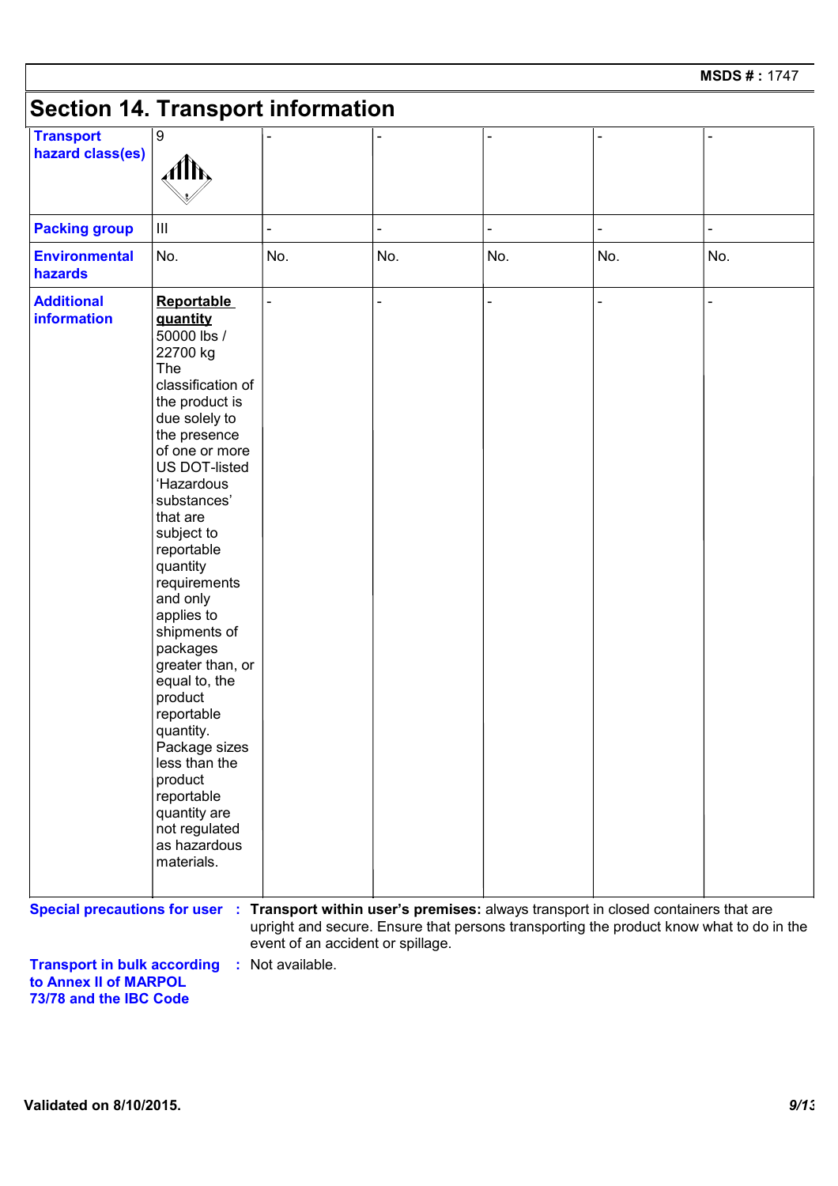## Section 14. Transport information

| | | | | | | |
|---|---|---|---|---|---|---|
| **Transport hazard class(es)** | 9 | - | - | - | - | - |
| **Packing group** | III | - | - | - | - | - |
| **Environmental hazards** | No. | No. | No. | No. | No. | No. |
| **Additional information** | **Reportable quantity** 50000 lbs / 22700 kg The classification of the product is due solely to the presence of one or more US DOT-listed 'Hazardous substances' that are subject to reportable quantity requirements and only applies to shipments of packages greater than, or equal to, the product reportable quantity. Package sizes less than the product reportable quantity are not regulated as hazardous materials. | - | - | - | - | - |

**Special precautions for user** : **Transport within user's premises:** always transport in closed containers that are upright and secure. Ensure that persons transporting the product know what to do in the event of an accident or spillage.

**Transport in bulk according to Annex II of MARPOL 73/78 and the IBC Code** : Not available.

Validated on 8/10/2015.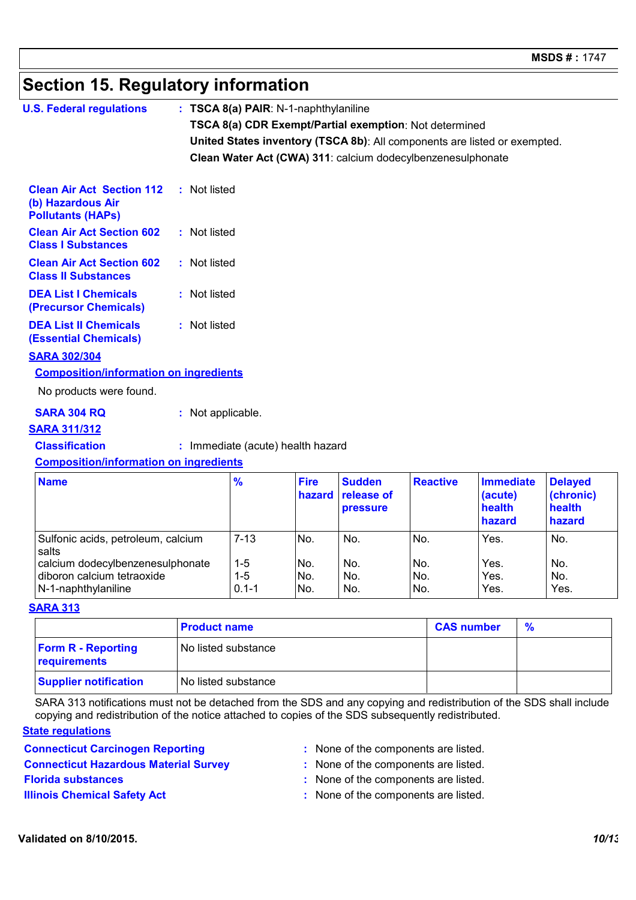## Section 15. Regulatory information

**U.S. Federal regulations** : **TSCA 8(a) PAIR**: N-1-naphthylaniline

**TSCA 8(a) CDR Exempt/Partial exemption**: Not determined

**United States inventory (TSCA 8b)**: All components are listed or exempted.

**Clean Water Act (CWA) 311**: calcium dodecylbenzenesulphonate

**Clean Air Act Section 112 (b) Hazardous Air Pollutants (HAPs)** : Not listed

**Clean Air Act Section 602 Class I Substances** : Not listed

**Clean Air Act Section 602 Class II Substances** : Not listed

**DEA List I Chemicals (Precursor Chemicals)** : Not listed

**DEA List II Chemicals (Essential Chemicals)** : Not listed

**SARA 302/304**

**Composition/information on ingredients**

No products were found.

**SARA 304 RQ** : Not applicable.

**SARA 311/312**

**Classification** : Immediate (acute) health hazard

**Composition/information on ingredients**

| Name | % | Fire hazard | Sudden release of pressure | Reactive | Immediate (acute) health hazard | Delayed (chronic) health hazard |
|---|---|---|---|---|---|---|
| Sulfonic acids, petroleum, calcium salts | 7-13 | No. | No. | No. | Yes. | No. |
| calcium dodecylbenzenesulphonate | 1-5 | No. | No. | No. | Yes. | No. |
| diboron calcium tetraoxide | 1-5 | No. | No. | No. | Yes. | No. |
| N-1-naphthylaniline | 0.1-1 | No. | No. | No. | Yes. | Yes. |

**SARA 313**

| | Product name | CAS number | % |
|---|---|---|---|
| **Form R - Reporting requirements** | No listed substance | | |
| **Supplier notification** | No listed substance | | |

SARA 313 notifications must not be detached from the SDS and any copying and redistribution of the SDS shall include copying and redistribution of the notice attached to copies of the SDS subsequently redistributed.

**State regulations**

**Connecticut Carcinogen Reporting** : None of the components are listed.

**Connecticut Hazardous Material Survey** : None of the components are listed.

**Florida substances** : None of the components are listed.

**Illinois Chemical Safety Act** : None of the components are listed.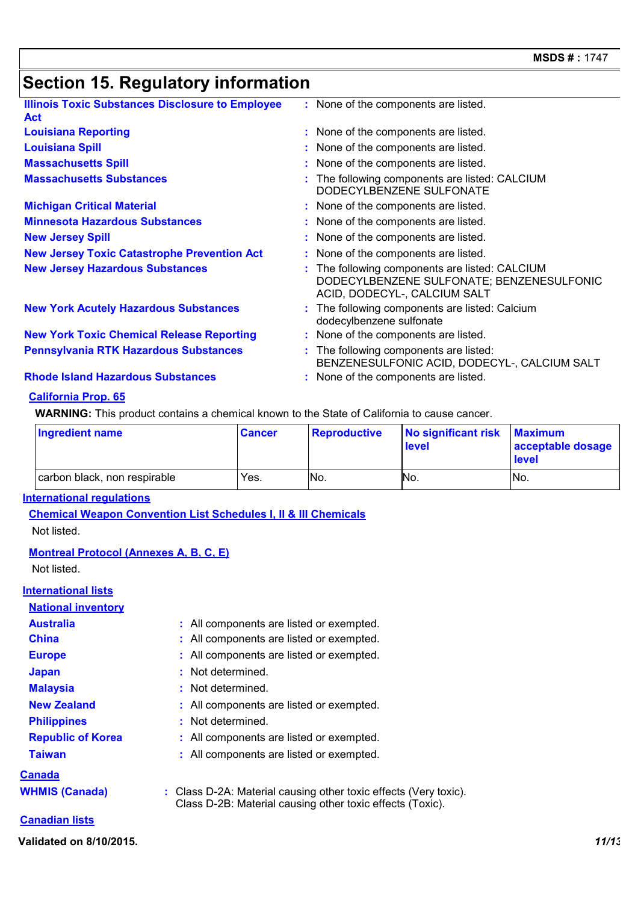## Section 15. Regulatory information

**Illinois Toxic Substances Disclosure to Employee Act** : None of the components are listed.

**Louisiana Reporting** : None of the components are listed.

**Louisiana Spill** : None of the components are listed.

**Massachusetts Spill** : None of the components are listed.

**Massachusetts Substances** : The following components are listed: CALCIUM DODECYLBENZENE SULFONATE

**Michigan Critical Material** : None of the components are listed.

**Minnesota Hazardous Substances** : None of the components are listed.

**New Jersey Spill** : None of the components are listed.

**New Jersey Toxic Catastrophe Prevention Act** : None of the components are listed.

**New Jersey Hazardous Substances** : The following components are listed: CALCIUM DODECYLBENZENE SULFONATE; BENZENESULFONIC ACID, DODECYL-, CALCIUM SALT

**New York Acutely Hazardous Substances** : The following components are listed: Calcium dodecylbenzene sulfonate

**New York Toxic Chemical Release Reporting** : None of the components are listed.

**Pennsylvania RTK Hazardous Substances** : The following components are listed: BENZENESULFONIC ACID, DODECYL-, CALCIUM SALT

**Rhode Island Hazardous Substances** : None of the components are listed.

### California Prop. 65

**WARNING:** This product contains a chemical known to the State of California to cause cancer.

| Ingredient name | Cancer | Reproductive | No significant risk level | Maximum acceptable dosage level |
|---|---|---|---|---|
| carbon black, non respirable | Yes. | No. | No. | No. |

### International regulations

**Chemical Weapon Convention List Schedules I, II & III Chemicals**

Not listed.

**Montreal Protocol (Annexes A, B, C, E)**

Not listed.

### International lists

**National inventory**

**Australia** : All components are listed or exempted.

**China** : All components are listed or exempted.

**Europe** : All components are listed or exempted.

**Japan** : Not determined.

**Malaysia** : Not determined.

**New Zealand** : All components are listed or exempted.

**Philippines** : Not determined.

**Republic of Korea** : All components are listed or exempted.

**Taiwan** : All components are listed or exempted.

### Canada

**WHMIS (Canada)** : Class D-2A: Material causing other toxic effects (Very toxic).
Class D-2B: Material causing other toxic effects (Toxic).

**Canadian lists**

Validated on 8/10/2015.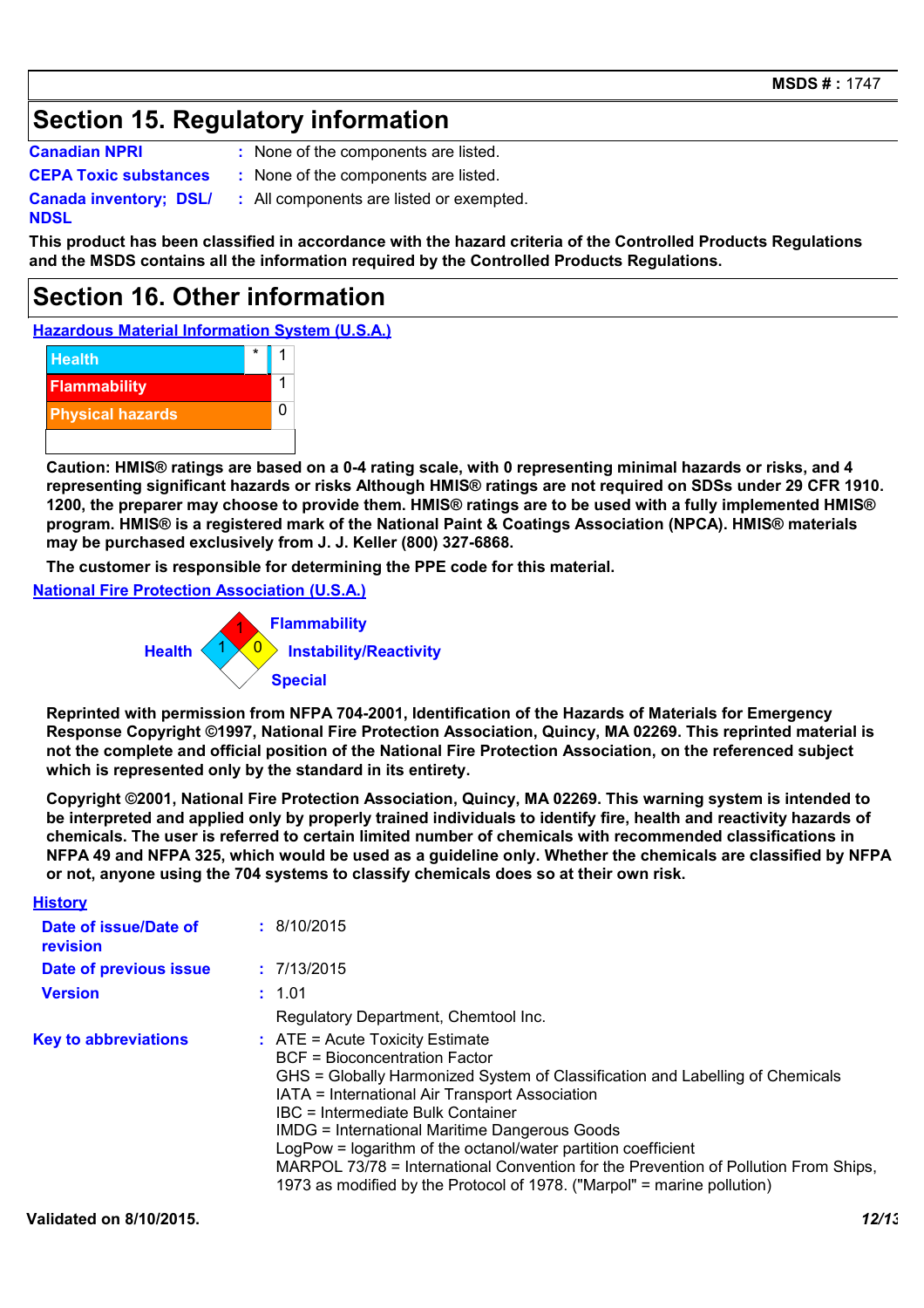## Section 15. Regulatory information

**Canadian NPRI** : None of the components are listed.

**CEPA Toxic substances** : None of the components are listed.

**Canada inventory; DSL/ NDSL** : All components are listed or exempted.

**This product has been classified in accordance with the hazard criteria of the Controlled Products Regulations and the MSDS contains all the information required by the Controlled Products Regulations.**

## Section 16. Other information

**Hazardous Material Information System (U.S.A.)**

| | | |
|---|---|---|
| Health | * | 1 |
| Flammability | | 1 |
| Physical hazards | | 0 |

**Caution: HMIS® ratings are based on a 0-4 rating scale, with 0 representing minimal hazards or risks, and 4 representing significant hazards or risks Although HMIS® ratings are not required on SDSs under 29 CFR 1910. 1200, the preparer may choose to provide them. HMIS® ratings are to be used with a fully implemented HMIS® program. HMIS® is a registered mark of the National Paint & Coatings Association (NPCA). HMIS® materials may be purchased exclusively from J. J. Keller (800) 327-6868.**

**The customer is responsible for determining the PPE code for this material.**

**National Fire Protection Association (U.S.A.)**

Flammability: 1
Health: 1
Instability/Reactivity: 0
Special:

**Reprinted with permission from NFPA 704-2001, Identification of the Hazards of Materials for Emergency Response Copyright ©1997, National Fire Protection Association, Quincy, MA 02269. This reprinted material is not the complete and official position of the National Fire Protection Association, on the referenced subject which is represented only by the standard in its entirety.**

**Copyright ©2001, National Fire Protection Association, Quincy, MA 02269. This warning system is intended to be interpreted and applied only by properly trained individuals to identify fire, health and reactivity hazards of chemicals. The user is referred to certain limited number of chemicals with recommended classifications in NFPA 49 and NFPA 325, which would be used as a guideline only. Whether the chemicals are classified by NFPA or not, anyone using the 704 systems to classify chemicals does so at their own risk.**

**History**

**Date of issue/Date of revision** : 8/10/2015

**Date of previous issue** : 7/13/2015

**Version** : 1.01

Regulatory Department, Chemtool Inc.

**Key to abbreviations** : ATE = Acute Toxicity Estimate
BCF = Bioconcentration Factor
GHS = Globally Harmonized System of Classification and Labelling of Chemicals
IATA = International Air Transport Association
IBC = Intermediate Bulk Container
IMDG = International Maritime Dangerous Goods
LogPow = logarithm of the octanol/water partition coefficient
MARPOL 73/78 = International Convention for the Prevention of Pollution From Ships, 1973 as modified by the Protocol of 1978. ("Marpol" = marine pollution)

**Validated on 8/10/2015.**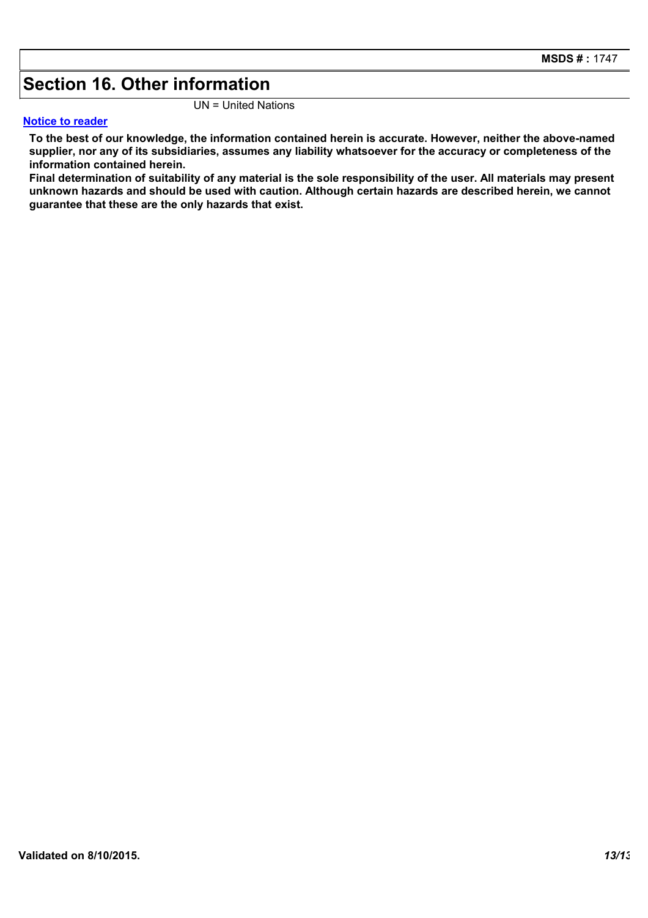## Section 16. Other information

UN = United Nations

**Notice to reader**

**To the best of our knowledge, the information contained herein is accurate. However, neither the above-named supplier, nor any of its subsidiaries, assumes any liability whatsoever for the accuracy or completeness of the information contained herein.**

**Final determination of suitability of any material is the sole responsibility of the user. All materials may present unknown hazards and should be used with caution. Although certain hazards are described herein, we cannot guarantee that these are the only hazards that exist.**

**Validated on 8/10/2015.**